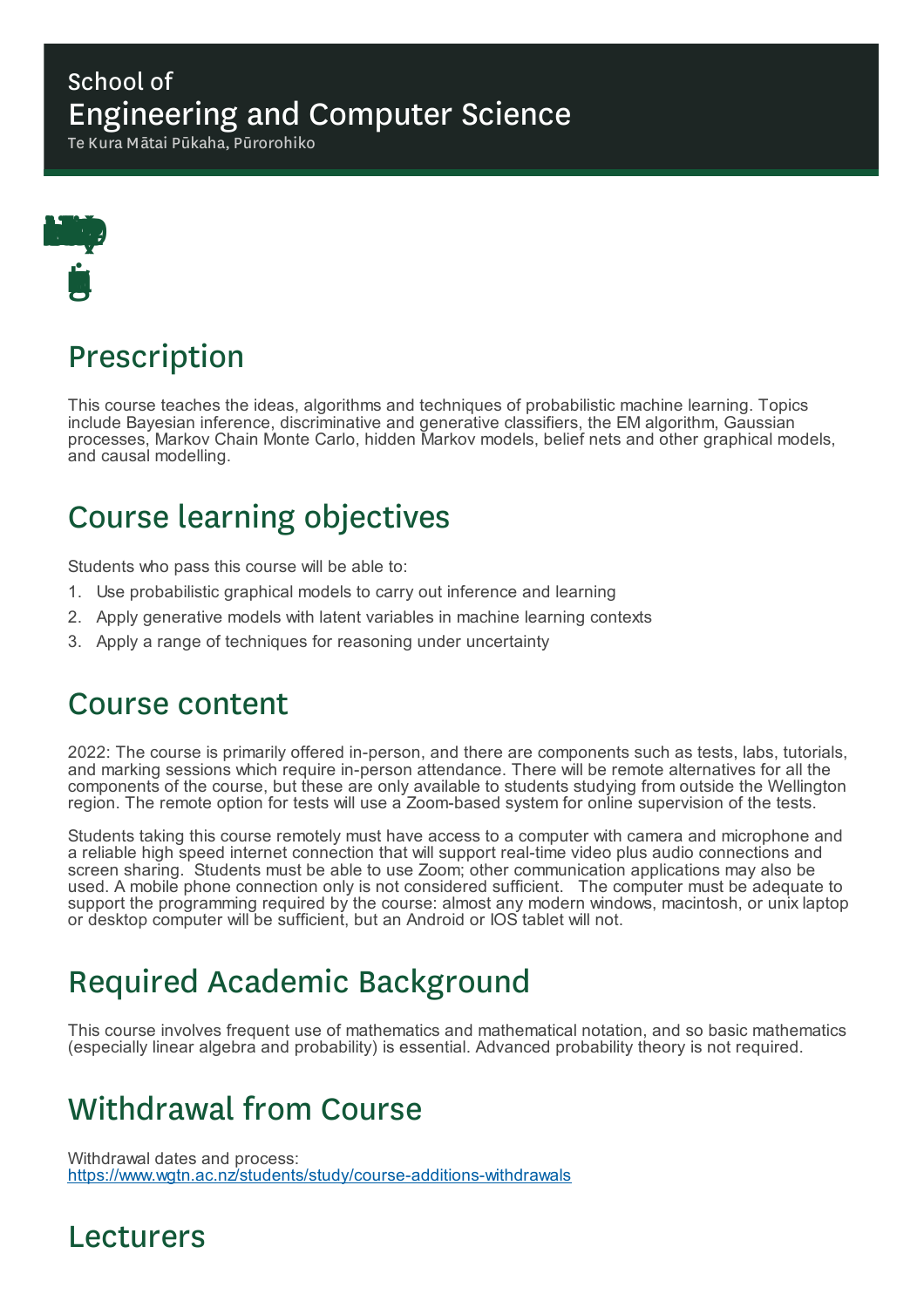# School of Engineering and Computer Science

Te Kura Mātai Pūkaha, Pūrorohiko

## Prescription

This course teaches the ideas, algorithms and techniques of probabilistic machine learning. Topics include Bayesian inference, discriminative and generative classifiers, the EM algorithm, Gaussian processes, Markov Chain Monte Carlo, hidden Markov models, belief nets and other graphical models, and causal modelling.

## Course learning objectives

Students who pass this course will be able to:

1. Use probabilistic graphical models to carry out inference and learning
2. Apply generative models with latent variables in machine learning contexts
3. Apply a range of techniques for reasoning under uncertainty

## Course content

2022: The course is primarily offered in-person, and there are components such as tests, labs, tutorials, and marking sessions which require in-person attendance. There will be remote alternatives for all the components of the course, but these are only available to students studying from outside the Wellington region. The remote option for tests will use a Zoom-based system for online supervision of the tests.

Students taking this course remotely must have access to a computer with camera and microphone and a reliable high speed internet connection that will support real-time video plus audio connections and screen sharing. Students must be able to use Zoom; other communication applications may also be used. A mobile phone connection only is not considered sufficient. The computer must be adequate to support the programming required by the course: almost any modern windows, macintosh, or unix laptop or desktop computer will be sufficient, but an Android or IOS tablet will not.

## Required Academic Background

This course involves frequent use of mathematics and mathematical notation, and so basic mathematics (especially linear algebra and probability) is essential. Advanced probability theory is not required.

## Withdrawal from Course

Withdrawal dates and process:
https://www.wgtn.ac.nz/students/study/course-additions-withdrawals

## Lecturers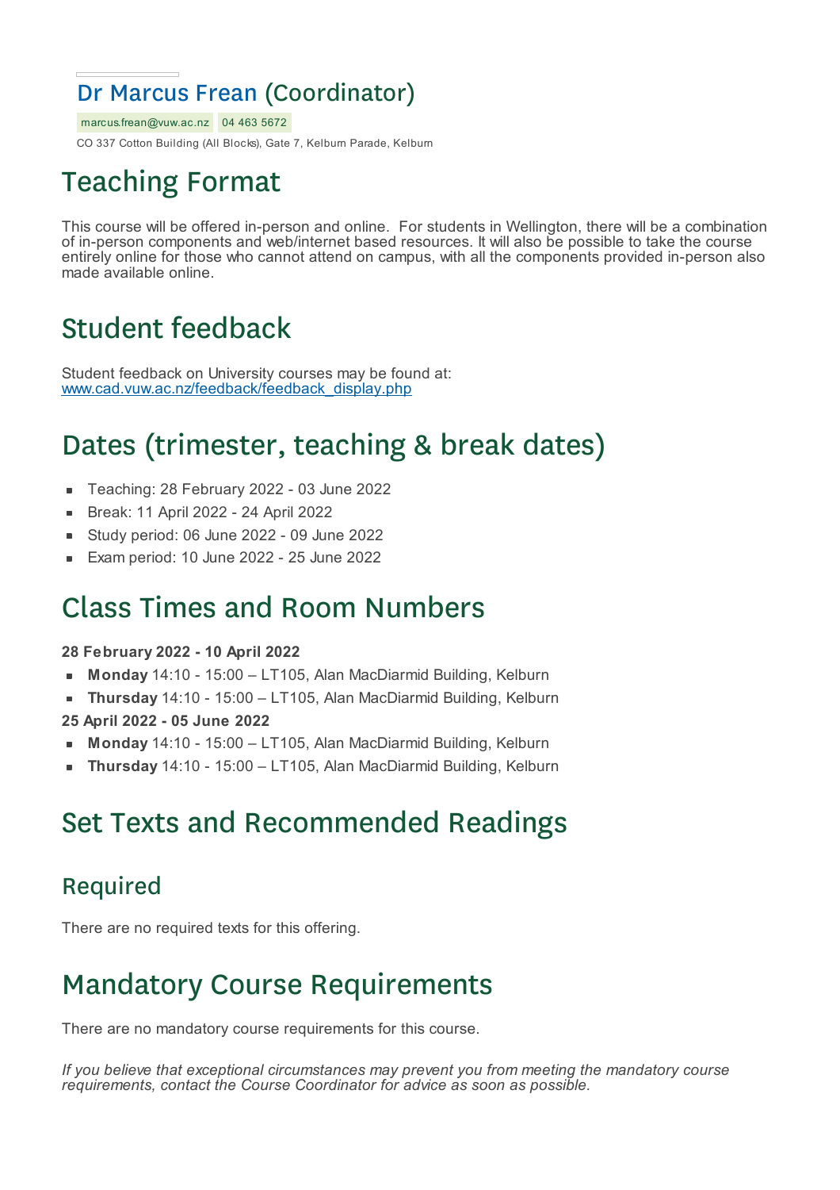## Dr Marcus Frean (Coordinator)

marcus.frean@vuw.ac.nz  04 463 5672

CO 337 Cotton Building (All Blocks), Gate 7, Kelburn Parade, Kelburn

# Teaching Format

This course will be offered in-person and online. For students in Wellington, there will be a combination of in-person components and web/internet based resources. It will also be possible to take the course entirely online for those who cannot attend on campus, with all the components provided in-person also made available online.

# Student feedback

Student feedback on University courses may be found at: [www.cad.vuw.ac.nz/feedback/feedback_display.php](www.cad.vuw.ac.nz/feedback/feedback_display.php)

# Dates (trimester, teaching & break dates)

- Teaching: 28 February 2022 - 03 June 2022
- Break: 11 April 2022 - 24 April 2022
- Study period: 06 June 2022 - 09 June 2022
- Exam period: 10 June 2022 - 25 June 2022

# Class Times and Room Numbers

**28 February 2022 - 10 April 2022**

- **Monday** 14:10 - 15:00 – LT105, Alan MacDiarmid Building, Kelburn
- **Thursday** 14:10 - 15:00 – LT105, Alan MacDiarmid Building, Kelburn

**25 April 2022 - 05 June 2022**

- **Monday** 14:10 - 15:00 – LT105, Alan MacDiarmid Building, Kelburn
- **Thursday** 14:10 - 15:00 – LT105, Alan MacDiarmid Building, Kelburn

# Set Texts and Recommended Readings

## Required

There are no required texts for this offering.

# Mandatory Course Requirements

There are no mandatory course requirements for this course.

*If you believe that exceptional circumstances may prevent you from meeting the mandatory course requirements, contact the Course Coordinator for advice as soon as possible.*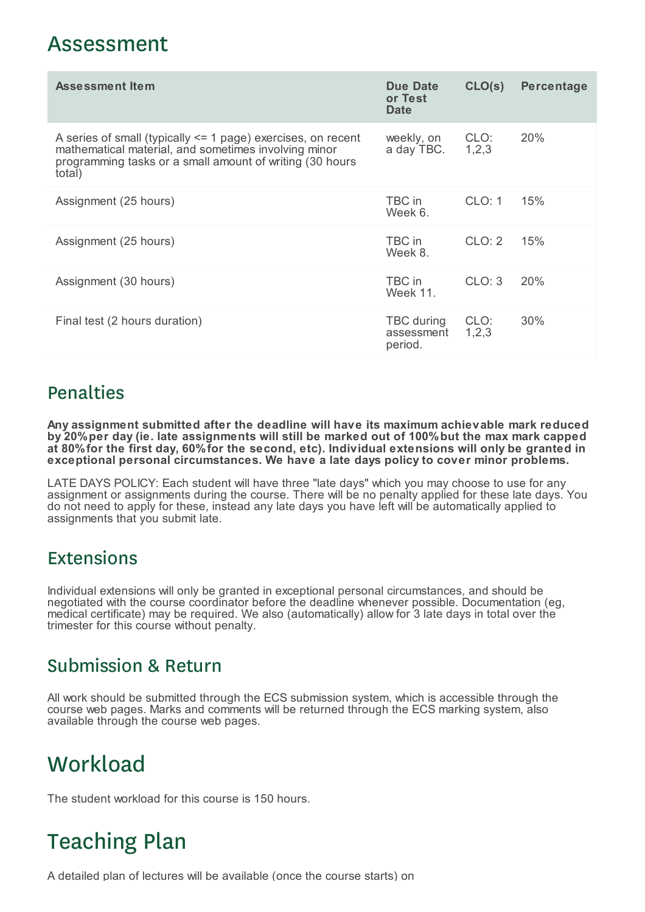# Assessment

| Assessment Item | Due Date or Test Date | CLO(s) | Percentage |
|---|---|---|---|
| A series of small (typically <= 1 page) exercises, on recent mathematical material, and sometimes involving minor programming tasks or a small amount of writing (30 hours total) | weekly, on a day TBC. | CLO: 1,2,3 | 20% |
| Assignment (25 hours) | TBC in Week 6. | CLO: 1 | 15% |
| Assignment (25 hours) | TBC in Week 8. | CLO: 2 | 15% |
| Assignment (30 hours) | TBC in Week 11. | CLO: 3 | 20% |
| Final test (2 hours duration) | TBC during assessment period. | CLO: 1,2,3 | 30% |

## Penalties

**Any assignment submitted after the deadline will have its maximum achievable mark reduced by 20% per day (ie. late assignments will still be marked out of 100% but the max mark capped at 80% for the first day, 60% for the second, etc). Individual extensions will only be granted in exceptional personal circumstances. We have a late days policy to cover minor problems.**

LATE DAYS POLICY: Each student will have three "late days" which you may choose to use for any assignment or assignments during the course. There will be no penalty applied for these late days. You do not need to apply for these, instead any late days you have left will be automatically applied to assignments that you submit late.

## Extensions

Individual extensions will only be granted in exceptional personal circumstances, and should be negotiated with the course coordinator before the deadline whenever possible. Documentation (eg, medical certificate) may be required. We also (automatically) allow for 3 late days in total over the trimester for this course without penalty.

## Submission & Return

All work should be submitted through the ECS submission system, which is accessible through the course web pages. Marks and comments will be returned through the ECS marking system, also available through the course web pages.

# Workload

The student workload for this course is 150 hours.

# Teaching Plan

A detailed plan of lectures will be available (once the course starts) on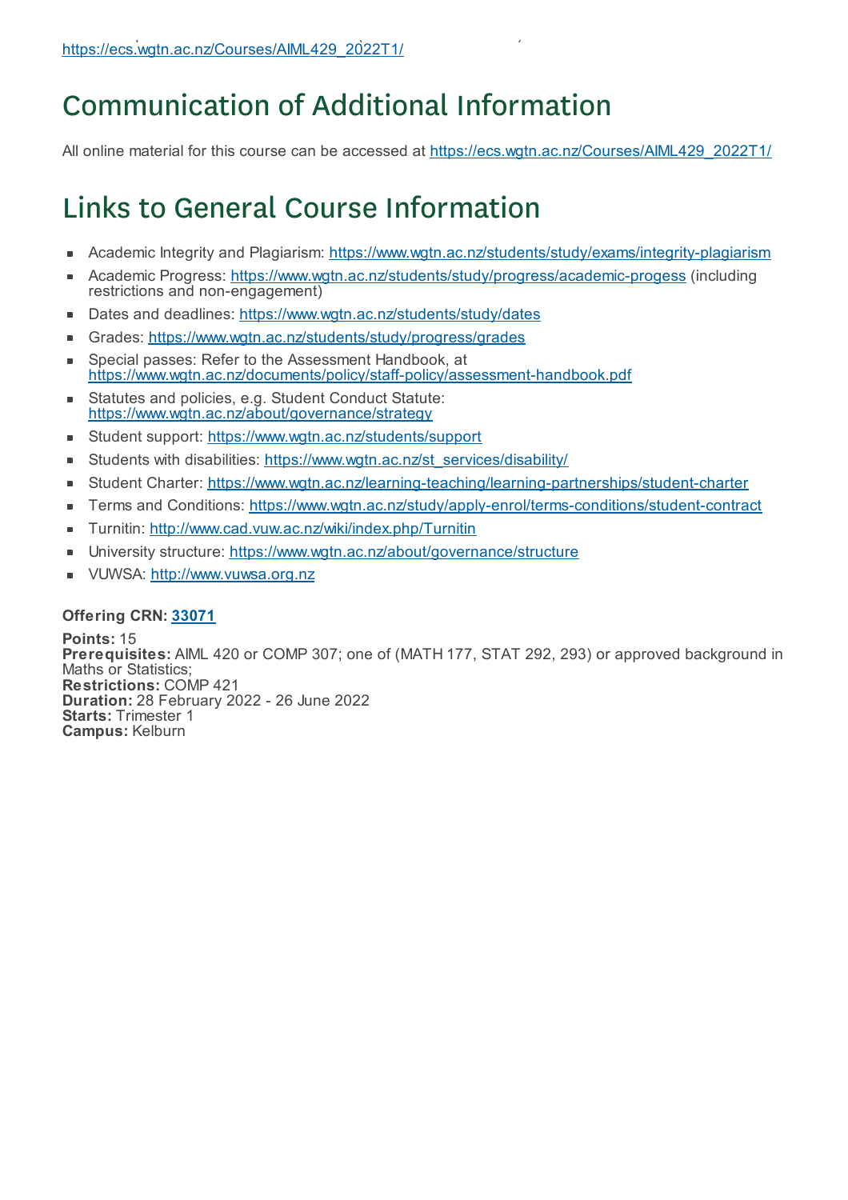https://ecs.wgtn.ac.nz/Courses/AIML429_2022T1/

## Communication of Additional Information

All online material for this course can be accessed at https://ecs.wgtn.ac.nz/Courses/AIML429_2022T1/

## Links to General Course Information

- Academic Integrity and Plagiarism: https://www.wgtn.ac.nz/students/study/exams/integrity-plagiarism
- Academic Progress: https://www.wgtn.ac.nz/students/study/progress/academic-progess (including restrictions and non-engagement)
- Dates and deadlines: https://www.wgtn.ac.nz/students/study/dates
- Grades: https://www.wgtn.ac.nz/students/study/progress/grades
- Special passes: Refer to the Assessment Handbook, at https://www.wgtn.ac.nz/documents/policy/staff-policy/assessment-handbook.pdf
- Statutes and policies, e.g. Student Conduct Statute: https://www.wgtn.ac.nz/about/governance/strategy
- Student support: https://www.wgtn.ac.nz/students/support
- Students with disabilities: https://www.wgtn.ac.nz/st_services/disability/
- Student Charter: https://www.wgtn.ac.nz/learning-teaching/learning-partnerships/student-charter
- Terms and Conditions: https://www.wgtn.ac.nz/study/apply-enrol/terms-conditions/student-contract
- Turnitin: http://www.cad.vuw.ac.nz/wiki/index.php/Turnitin
- University structure: https://www.wgtn.ac.nz/about/governance/structure
- VUWSA: http://www.vuwsa.org.nz

**Offering CRN: 33071**

**Points:** 15
**Prerequisites:** AIML 420 or COMP 307; one of (MATH 177, STAT 292, 293) or approved background in Maths or Statistics;
**Restrictions:** COMP 421
**Duration:** 28 February 2022 - 26 June 2022
**Starts:** Trimester 1
**Campus:** Kelburn